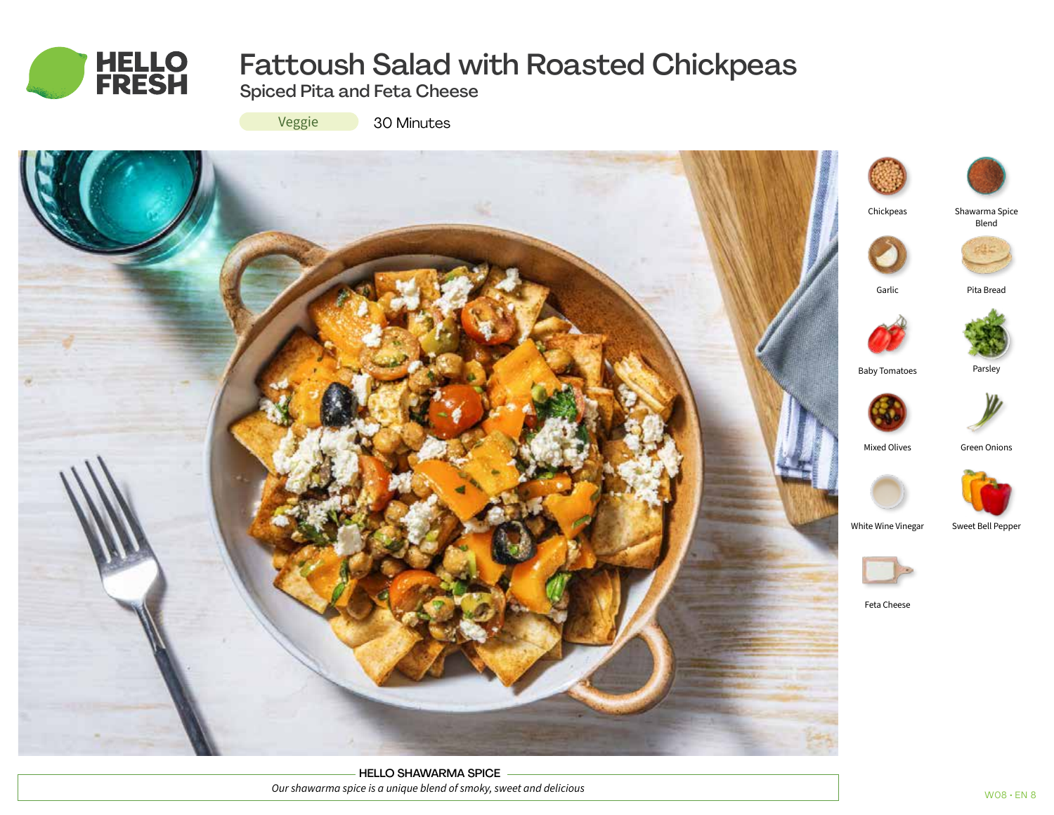# Fattoush Salad with Roasted Chickpeas

## Spiced Pita and Feta Cheese

Veggie | 30 Minutes

- Chickpeas
- Shawarma Spice Blend
- Garlic
- Pita Bread
- Baby Tomatoes
- Parsley
- Mixed Olives
- Green Onions
- White Wine Vinegar
- Sweet Bell Pepper
- Feta Cheese

**HELLO SHAWARMA SPICE**

*Our shawarma spice is a unique blend of smoky, sweet and delicious*

W08 · EN 8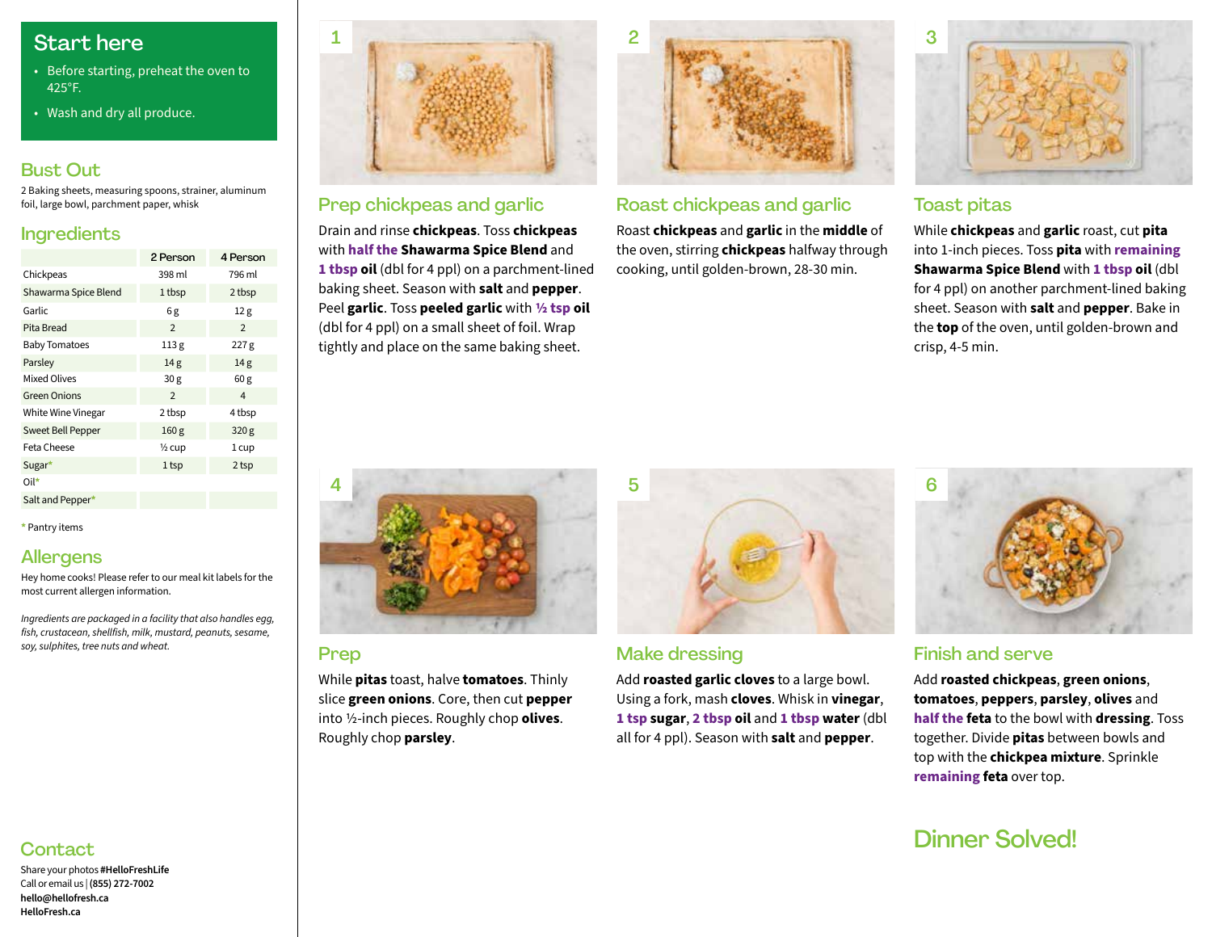## Start here

- Before starting, preheat the oven to 425°F.
- Wash and dry all produce.

## Bust Out

2 Baking sheets, measuring spoons, strainer, aluminum foil, large bowl, parchment paper, whisk

## Ingredients

| | 2 Person | 4 Person |
|---|---|---|
| Chickpeas | 398 ml | 796 ml |
| Shawarma Spice Blend | 1 tbsp | 2 tbsp |
| Garlic | 6 g | 12 g |
| Pita Bread | 2 | 2 |
| Baby Tomatoes | 113 g | 227 g |
| Parsley | 14 g | 14 g |
| Mixed Olives | 30 g | 60 g |
| Green Onions | 2 | 4 |
| White Wine Vinegar | 2 tbsp | 4 tbsp |
| Sweet Bell Pepper | 160 g | 320 g |
| Feta Cheese | ½ cup | 1 cup |
| Sugar* | 1 tsp | 2 tsp |
| Oil* | | |
| Salt and Pepper* | | |

\* Pantry items

## Allergens

Hey home cooks! Please refer to our meal kit labels for the most current allergen information.

*Ingredients are packaged in a facility that also handles egg, fish, crustacean, shellfish, milk, mustard, peanuts, sesame, soy, sulphites, tree nuts and wheat.*

## 1 Prep chickpeas and garlic

Drain and rinse **chickpeas**. Toss **chickpeas** with **half the Shawarma Spice Blend** and **1 tbsp oil** (dbl for 4 ppl) on a parchment-lined baking sheet. Season with **salt** and **pepper**. Peel **garlic**. Toss **peeled garlic** with **½ tsp oil** (dbl for 4 ppl) on a small sheet of foil. Wrap tightly and place on the same baking sheet.

## 2 Roast chickpeas and garlic

Roast **chickpeas** and **garlic** in the **middle** of the oven, stirring **chickpeas** halfway through cooking, until golden-brown, 28-30 min.

## 3 Toast pitas

While **chickpeas** and **garlic** roast, cut **pita** into 1-inch pieces. Toss **pita** with **remaining Shawarma Spice Blend** with **1 tbsp oil** (dbl for 4 ppl) on another parchment-lined baking sheet. Season with **salt** and **pepper**. Bake in the **top** of the oven, until golden-brown and crisp, 4-5 min.

## 4 Prep

While **pitas** toast, halve **tomatoes**. Thinly slice **green onions**. Core, then cut **pepper** into ½-inch pieces. Roughly chop **olives**. Roughly chop **parsley**.

## 5 Make dressing

Add **roasted garlic cloves** to a large bowl. Using a fork, mash **cloves**. Whisk in **vinegar**, **1 tsp sugar**, **2 tbsp oil** and **1 tbsp water** (dbl all for 4 ppl). Season with **salt** and **pepper**.

## 6 Finish and serve

Add **roasted chickpeas**, **green onions**, **tomatoes**, **peppers**, **parsley**, **olives** and **half the feta** to the bowl with **dressing**. Toss together. Divide **pitas** between bowls and top with the **chickpea mixture**. Sprinkle **remaining feta** over top.

## Dinner Solved!

## Contact

Share your photos **#HelloFreshLife**
Call or email us | **(855) 272-7002**
**hello@hellofresh.ca**
**HelloFresh.ca**